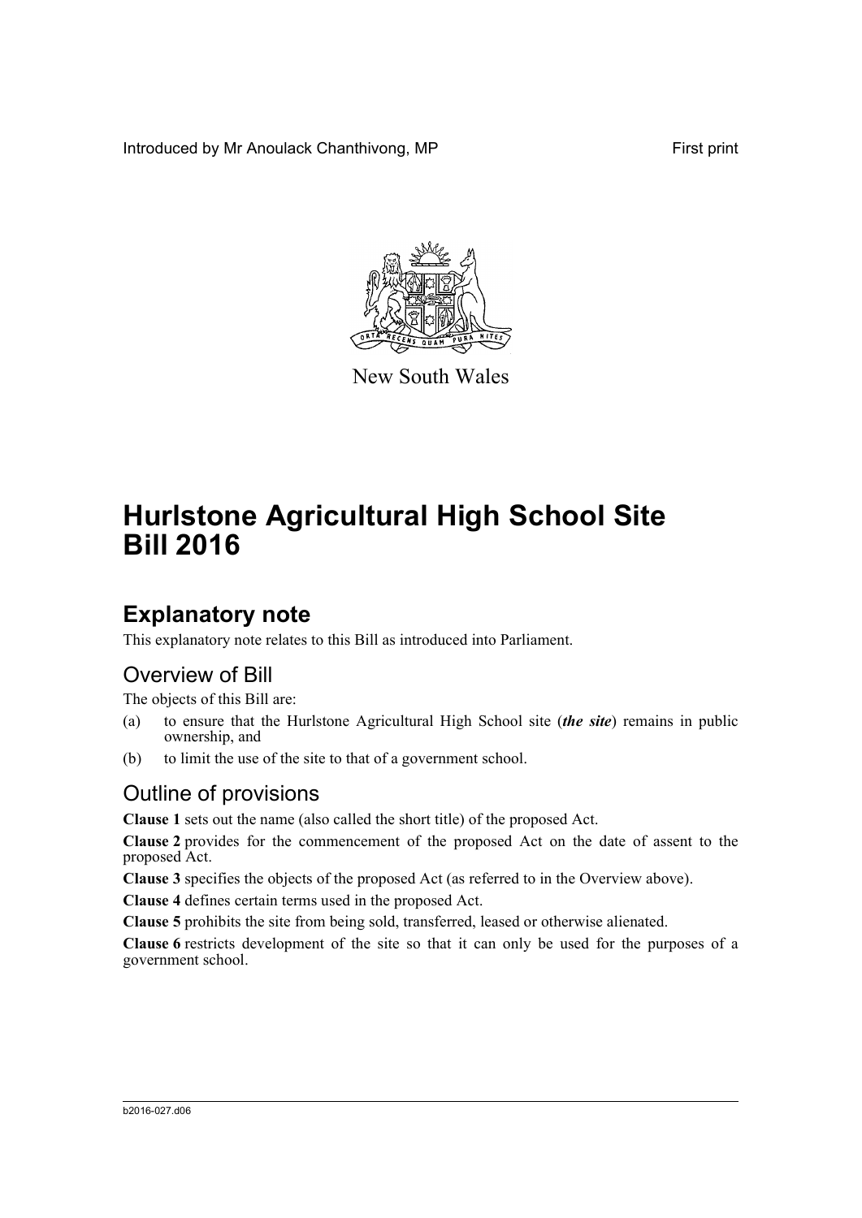Introduced by Mr Anoulack Chanthivong, MP First print

New South Wales

# Hurlstone Agricultural High School Site Bill 2016

## Explanatory note

This explanatory note relates to this Bill as introduced into Parliament.

### Overview of Bill

The objects of this Bill are:

(a) to ensure that the Hurlstone Agricultural High School site (***the site***) remains in public ownership, and

(b) to limit the use of the site to that of a government school.

### Outline of provisions

**Clause 1** sets out the name (also called the short title) of the proposed Act.

**Clause 2** provides for the commencement of the proposed Act on the date of assent to the proposed Act.

**Clause 3** specifies the objects of the proposed Act (as referred to in the Overview above).

**Clause 4** defines certain terms used in the proposed Act.

**Clause 5** prohibits the site from being sold, transferred, leased or otherwise alienated.

**Clause 6** restricts development of the site so that it can only be used for the purposes of a government school.

b2016-027.d06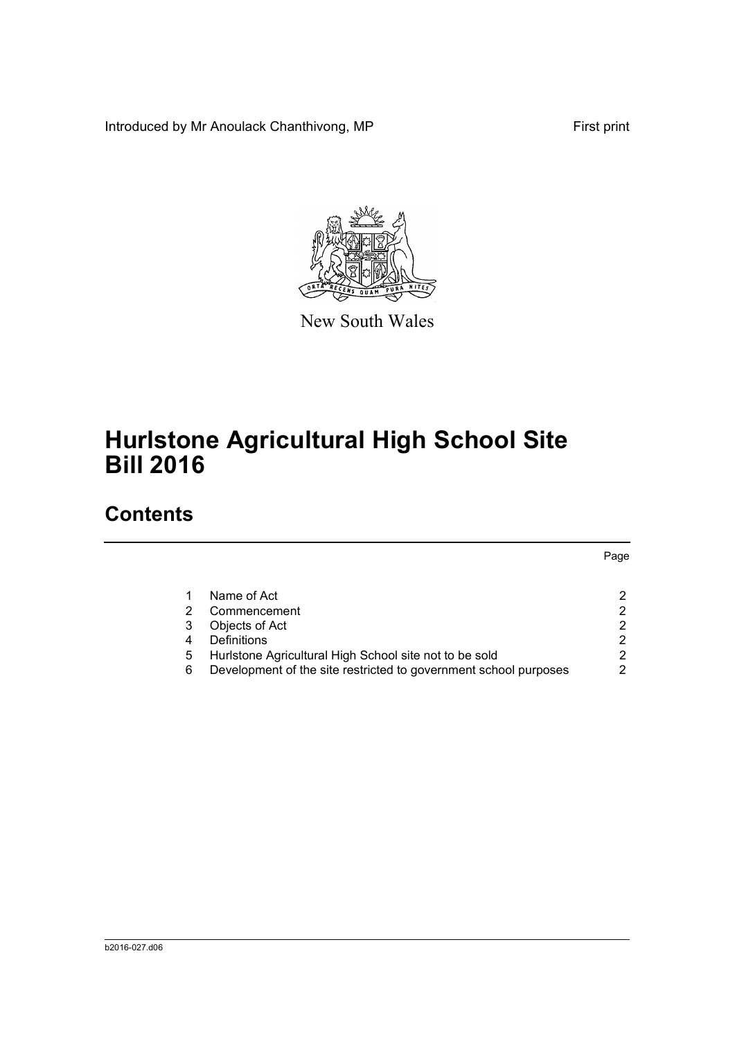Introduced by Mr Anoulack Chanthivong, MP

First print

New South Wales

# Hurlstone Agricultural High School Site Bill 2016

## Contents

| | | Page |
|---|---|---|
| 1 | Name of Act | 2 |
| 2 | Commencement | 2 |
| 3 | Objects of Act | 2 |
| 4 | Definitions | 2 |
| 5 | Hurlstone Agricultural High School site not to be sold | 2 |
| 6 | Development of the site restricted to government school purposes | 2 |

b2016-027.d06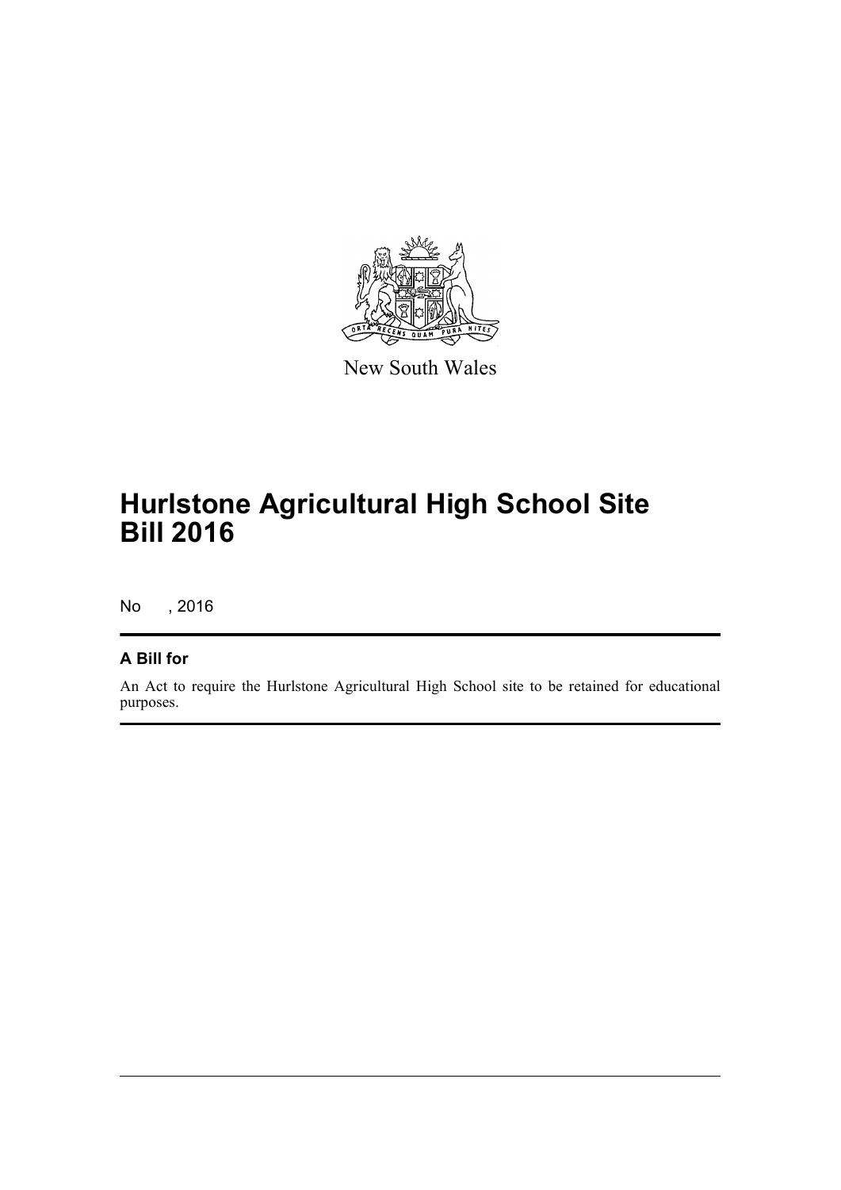New South Wales

# Hurlstone Agricultural High School Site Bill 2016

No , 2016

## A Bill for

An Act to require the Hurlstone Agricultural High School site to be retained for educational purposes.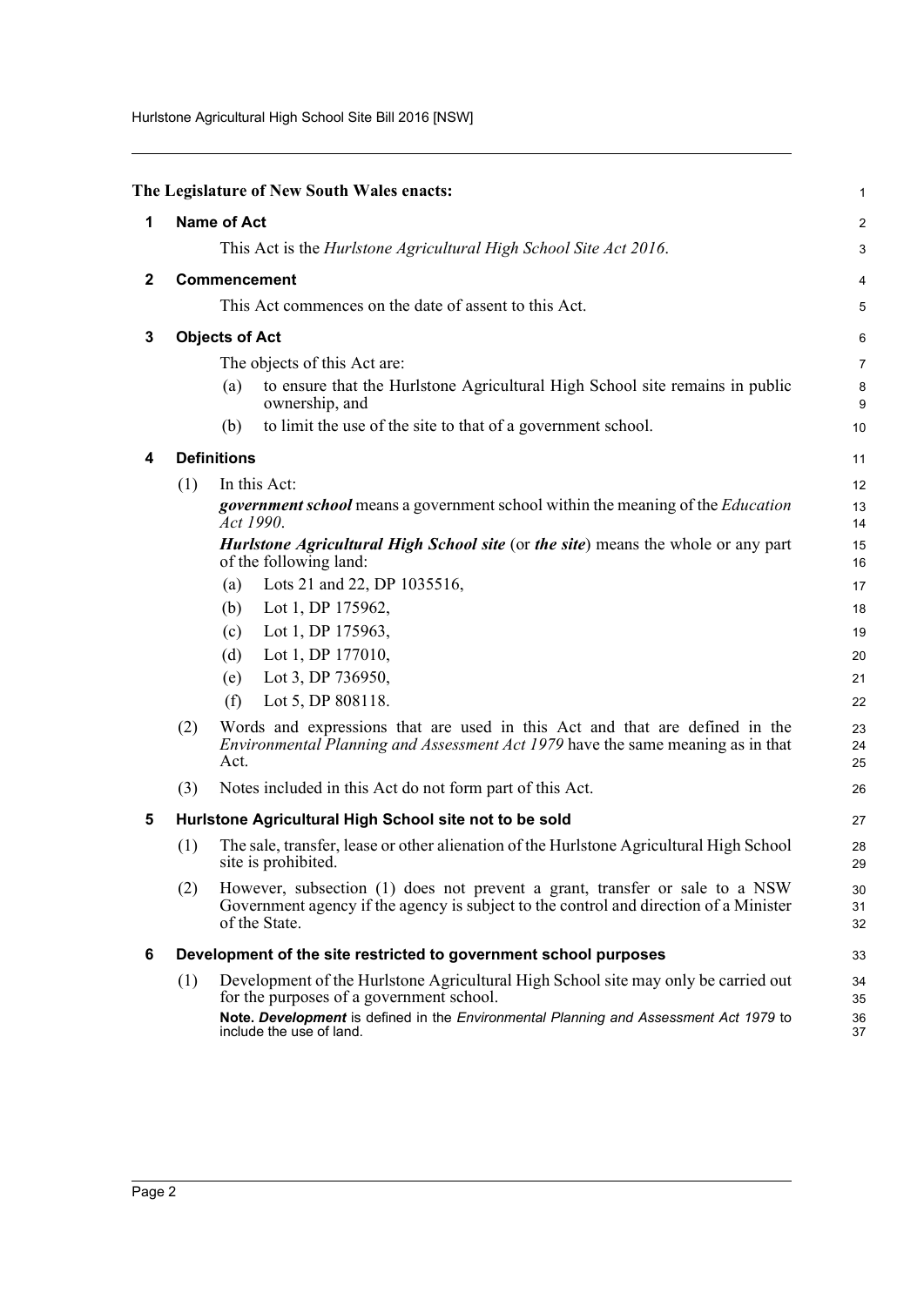The Legislature of New South Wales enacts:

## 1 Name of Act

This Act is the *Hurlstone Agricultural High School Site Act 2016*.

## 2 Commencement

This Act commences on the date of assent to this Act.

## 3 Objects of Act

The objects of this Act are:

(a) to ensure that the Hurlstone Agricultural High School site remains in public ownership, and

(b) to limit the use of the site to that of a government school.

## 4 Definitions

(1) In this Act:

***government school*** means a government school within the meaning of the *Education Act 1990*.

***Hurlstone Agricultural High School site*** (or ***the site***) means the whole or any part of the following land:

(a) Lots 21 and 22, DP 1035516,

(b) Lot 1, DP 175962,

(c) Lot 1, DP 175963,

(d) Lot 1, DP 177010,

(e) Lot 3, DP 736950,

(f) Lot 5, DP 808118.

(2) Words and expressions that are used in this Act and that are defined in the *Environmental Planning and Assessment Act 1979* have the same meaning as in that Act.

(3) Notes included in this Act do not form part of this Act.

## 5 Hurlstone Agricultural High School site not to be sold

(1) The sale, transfer, lease or other alienation of the Hurlstone Agricultural High School site is prohibited.

(2) However, subsection (1) does not prevent a grant, transfer or sale to a NSW Government agency if the agency is subject to the control and direction of a Minister of the State.

## 6 Development of the site restricted to government school purposes

(1) Development of the Hurlstone Agricultural High School site may only be carried out for the purposes of a government school.

**Note.** ***Development*** is defined in the *Environmental Planning and Assessment Act 1979* to include the use of land.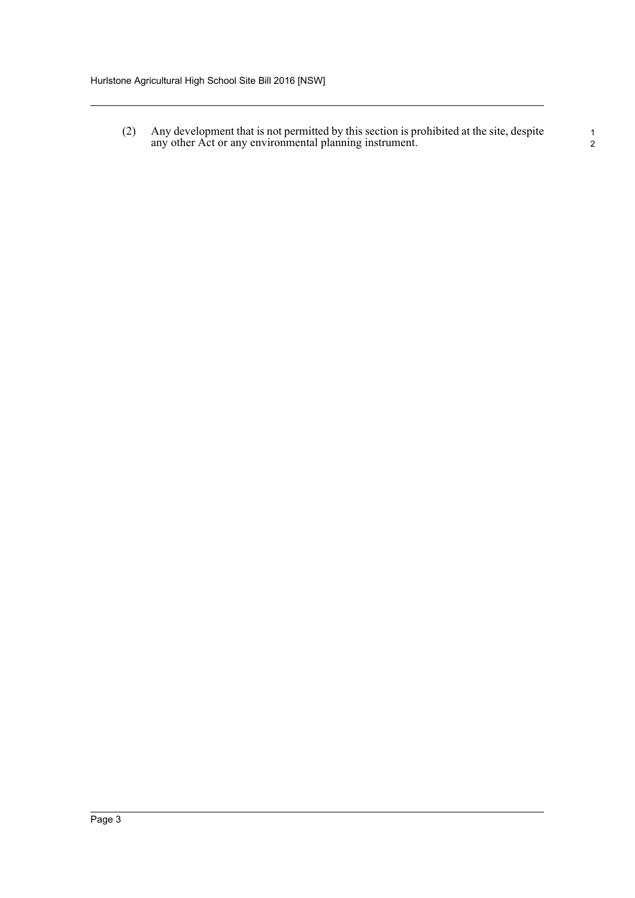(2) Any development that is not permitted by this section is prohibited at the site, despite any other Act or any environmental planning instrument.